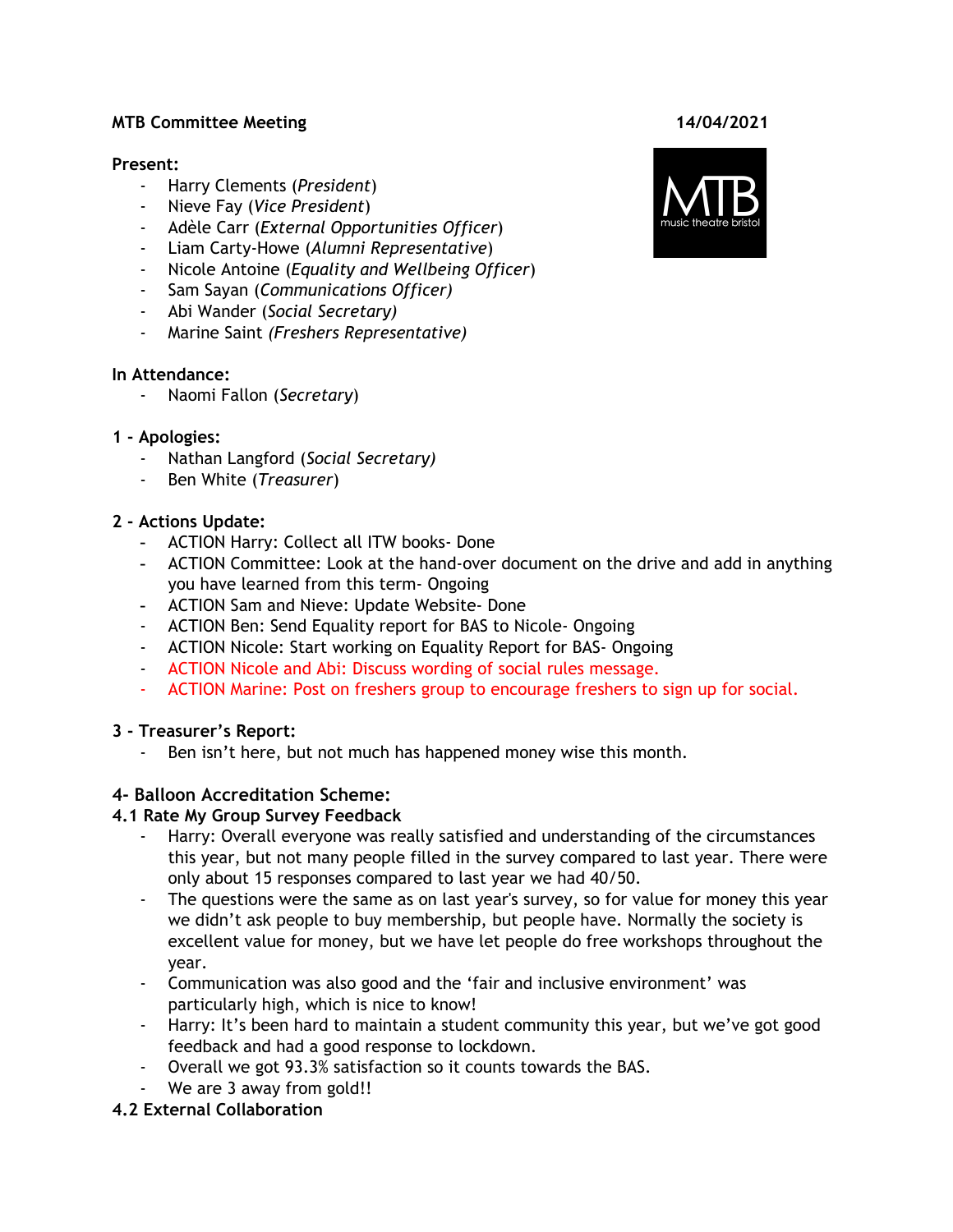**MTB Committee Meeting** **14/04/2021**

**Present:**

- Harry Clements (*President*)
- Nieve Fay (*Vice President*)
- Adèle Carr (*External Opportunities Officer*)
- Liam Carty-Howe (*Alumni Representative*)
- Nicole Antoine (*Equality and Wellbeing Officer*)
- Sam Sayan (*Communications Officer)*
- Abi Wander (*Social Secretary)*
- Marine Saint *(Freshers Representative)*

**In Attendance:**

- Naomi Fallon (*Secretary*)

**1 - Apologies:**

- Nathan Langford (*Social Secretary)*
- Ben White (*Treasurer*)

**2 - Actions Update:**

- ACTION Harry: Collect all ITW books- Done
- ACTION Committee: Look at the hand-over document on the drive and add in anything you have learned from this term- Ongoing
- ACTION Sam and Nieve: Update Website- Done
- ACTION Ben: Send Equality report for BAS to Nicole- Ongoing
- ACTION Nicole: Start working on Equality Report for BAS- Ongoing
- ACTION Nicole and Abi: Discuss wording of social rules message.
- ACTION Marine: Post on freshers group to encourage freshers to sign up for social.

**3 - Treasurer's Report:**

- Ben isn't here, but not much has happened money wise this month.

**4- Balloon Accreditation Scheme:**

**4.1 Rate My Group Survey Feedback**

- Harry: Overall everyone was really satisfied and understanding of the circumstances this year, but not many people filled in the survey compared to last year. There were only about 15 responses compared to last year we had 40/50.
- The questions were the same as on last year's survey, so for value for money this year we didn't ask people to buy membership, but people have. Normally the society is excellent value for money, but we have let people do free workshops throughout the year.
- Communication was also good and the 'fair and inclusive environment' was particularly high, which is nice to know!
- Harry: It's been hard to maintain a student community this year, but we've got good feedback and had a good response to lockdown.
- Overall we got 93.3% satisfaction so it counts towards the BAS.
- We are 3 away from gold!!

**4.2 External Collaboration**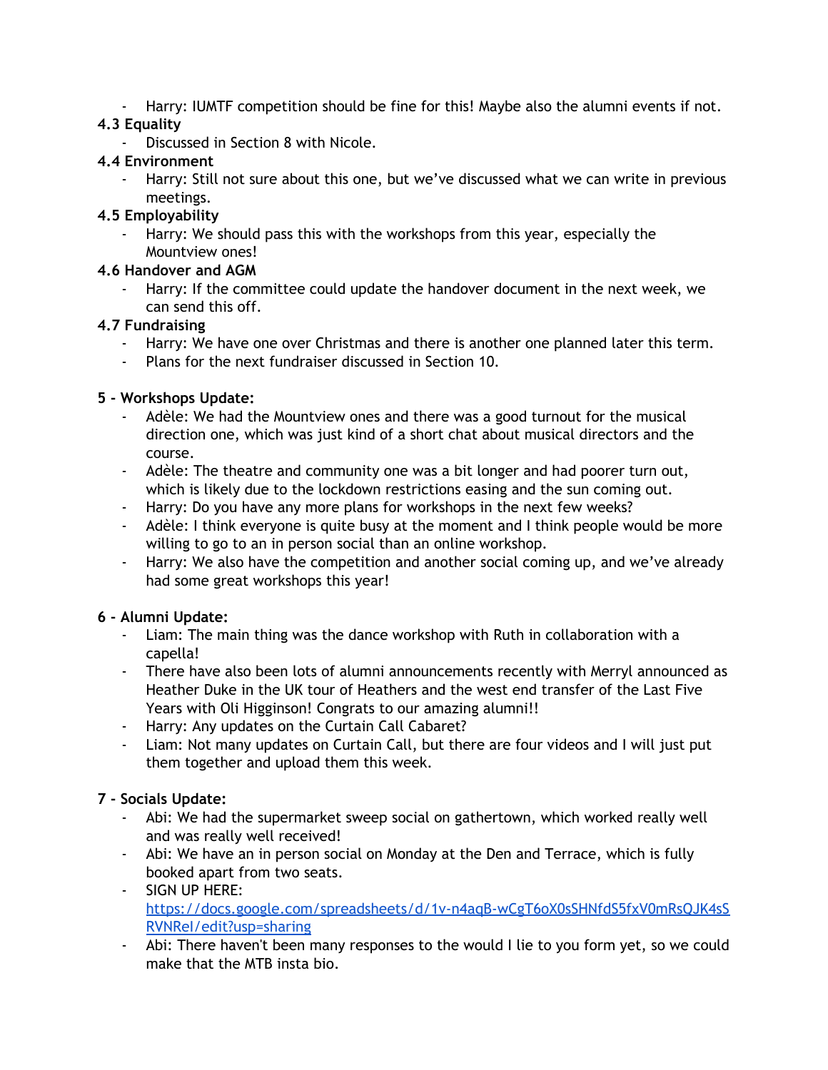- Harry: IUMTF competition should be fine for this! Maybe also the alumni events if not.

**4.3 Equality**

- Discussed in Section 8 with Nicole.

**4.4 Environment**

- Harry: Still not sure about this one, but we've discussed what we can write in previous meetings.

**4.5 Employability**

- Harry: We should pass this with the workshops from this year, especially the Mountview ones!

**4.6 Handover and AGM**

- Harry: If the committee could update the handover document in the next week, we can send this off.

**4.7 Fundraising**

- Harry: We have one over Christmas and there is another one planned later this term.
- Plans for the next fundraiser discussed in Section 10.

**5 - Workshops Update:**

- Adèle: We had the Mountview ones and there was a good turnout for the musical direction one, which was just kind of a short chat about musical directors and the course.
- Adèle: The theatre and community one was a bit longer and had poorer turn out, which is likely due to the lockdown restrictions easing and the sun coming out.
- Harry: Do you have any more plans for workshops in the next few weeks?
- Adèle: I think everyone is quite busy at the moment and I think people would be more willing to go to an in person social than an online workshop.
- Harry: We also have the competition and another social coming up, and we've already had some great workshops this year!

**6 - Alumni Update:**

- Liam: The main thing was the dance workshop with Ruth in collaboration with a capella!
- There have also been lots of alumni announcements recently with Merryl announced as Heather Duke in the UK tour of Heathers and the west end transfer of the Last Five Years with Oli Higginson! Congrats to our amazing alumni!!
- Harry: Any updates on the Curtain Call Cabaret?
- Liam: Not many updates on Curtain Call, but there are four videos and I will just put them together and upload them this week.

**7 - Socials Update:**

- Abi: We had the supermarket sweep social on gathertown, which worked really well and was really well received!
- Abi: We have an in person social on Monday at the Den and Terrace, which is fully booked apart from two seats.
- SIGN UP HERE: [https://docs.google.com/spreadsheets/d/1v-n4aqB-wCgT6oX0sSHNfdS5fxV0mRsQJK4sSRVNReI/edit?usp=sharing](https://docs.google.com/spreadsheets/d/1v-n4aqB-wCgT6oX0sSHNfdS5fxV0mRsQJK4sSRVNReI/edit?usp=sharing)
- Abi: There haven't been many responses to the would I lie to you form yet, so we could make that the MTB insta bio.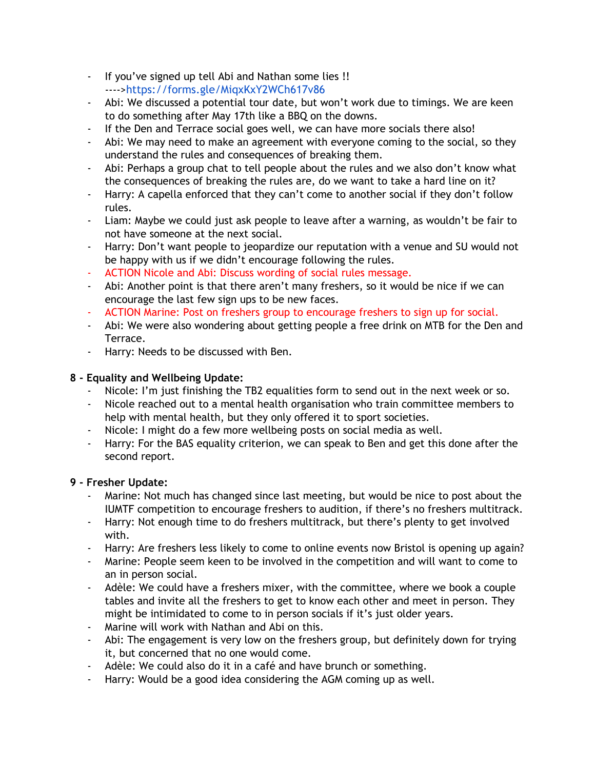- If you've signed up tell Abi and Nathan some lies !! ---->https://forms.gle/MiqxKxY2WCh617v86
- Abi: We discussed a potential tour date, but won't work due to timings. We are keen to do something after May 17th like a BBQ on the downs.
- If the Den and Terrace social goes well, we can have more socials there also!
- Abi: We may need to make an agreement with everyone coming to the social, so they understand the rules and consequences of breaking them.
- Abi: Perhaps a group chat to tell people about the rules and we also don't know what the consequences of breaking the rules are, do we want to take a hard line on it?
- Harry: A capella enforced that they can't come to another social if they don't follow rules.
- Liam: Maybe we could just ask people to leave after a warning, as wouldn't be fair to not have someone at the next social.
- Harry: Don't want people to jeopardize our reputation with a venue and SU would not be happy with us if we didn't encourage following the rules.
- ACTION Nicole and Abi: Discuss wording of social rules message.
- Abi: Another point is that there aren't many freshers, so it would be nice if we can encourage the last few sign ups to be new faces.
- ACTION Marine: Post on freshers group to encourage freshers to sign up for social.
- Abi: We were also wondering about getting people a free drink on MTB for the Den and Terrace.
- Harry: Needs to be discussed with Ben.

**8 - Equality and Wellbeing Update:**

- Nicole: I'm just finishing the TB2 equalities form to send out in the next week or so.
- Nicole reached out to a mental health organisation who train committee members to help with mental health, but they only offered it to sport societies.
- Nicole: I might do a few more wellbeing posts on social media as well.
- Harry: For the BAS equality criterion, we can speak to Ben and get this done after the second report.

**9 - Fresher Update:**

- Marine: Not much has changed since last meeting, but would be nice to post about the IUMTF competition to encourage freshers to audition, if there's no freshers multitrack.
- Harry: Not enough time to do freshers multitrack, but there's plenty to get involved with.
- Harry: Are freshers less likely to come to online events now Bristol is opening up again?
- Marine: People seem keen to be involved in the competition and will want to come to an in person social.
- Adèle: We could have a freshers mixer, with the committee, where we book a couple tables and invite all the freshers to get to know each other and meet in person. They might be intimidated to come to in person socials if it's just older years.
- Marine will work with Nathan and Abi on this.
- Abi: The engagement is very low on the freshers group, but definitely down for trying it, but concerned that no one would come.
- Adèle: We could also do it in a café and have brunch or something.
- Harry: Would be a good idea considering the AGM coming up as well.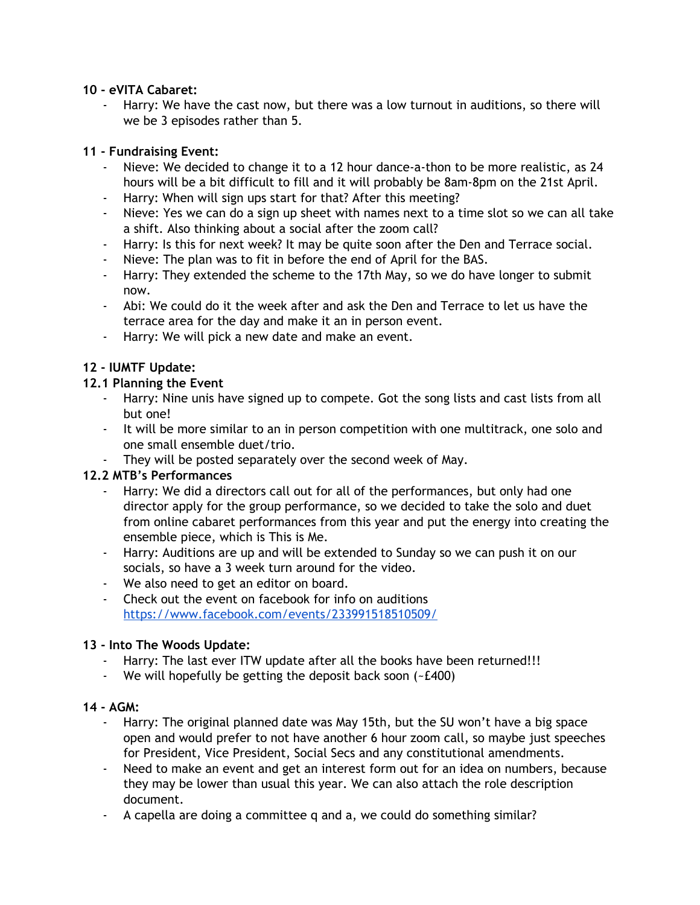**10 - eVITA Cabaret:**

- Harry: We have the cast now, but there was a low turnout in auditions, so there will we be 3 episodes rather than 5.

**11 - Fundraising Event:**

- Nieve: We decided to change it to a 12 hour dance-a-thon to be more realistic, as 24 hours will be a bit difficult to fill and it will probably be 8am-8pm on the 21st April.
- Harry: When will sign ups start for that? After this meeting?
- Nieve: Yes we can do a sign up sheet with names next to a time slot so we can all take a shift. Also thinking about a social after the zoom call?
- Harry: Is this for next week? It may be quite soon after the Den and Terrace social.
- Nieve: The plan was to fit in before the end of April for the BAS.
- Harry: They extended the scheme to the 17th May, so we do have longer to submit now.
- Abi: We could do it the week after and ask the Den and Terrace to let us have the terrace area for the day and make it an in person event.
- Harry: We will pick a new date and make an event.

**12 - IUMTF Update:**

**12.1 Planning the Event**

- Harry: Nine unis have signed up to compete. Got the song lists and cast lists from all but one!
- It will be more similar to an in person competition with one multitrack, one solo and one small ensemble duet/trio.
- They will be posted separately over the second week of May.

**12.2 MTB's Performances**

- Harry: We did a directors call out for all of the performances, but only had one director apply for the group performance, so we decided to take the solo and duet from online cabaret performances from this year and put the energy into creating the ensemble piece, which is This is Me.
- Harry: Auditions are up and will be extended to Sunday so we can push it on our socials, so have a 3 week turn around for the video.
- We also need to get an editor on board.
- Check out the event on facebook for info on auditions [https://www.facebook.com/events/233991518510509/](https://www.facebook.com/events/233991518510509/)

**13 - Into The Woods Update:**

- Harry: The last ever ITW update after all the books have been returned!!!
- We will hopefully be getting the deposit back soon (~£400)

**14 - AGM:**

- Harry: The original planned date was May 15th, but the SU won't have a big space open and would prefer to not have another 6 hour zoom call, so maybe just speeches for President, Vice President, Social Secs and any constitutional amendments.
- Need to make an event and get an interest form out for an idea on numbers, because they may be lower than usual this year. We can also attach the role description document.
- A capella are doing a committee q and a, we could do something similar?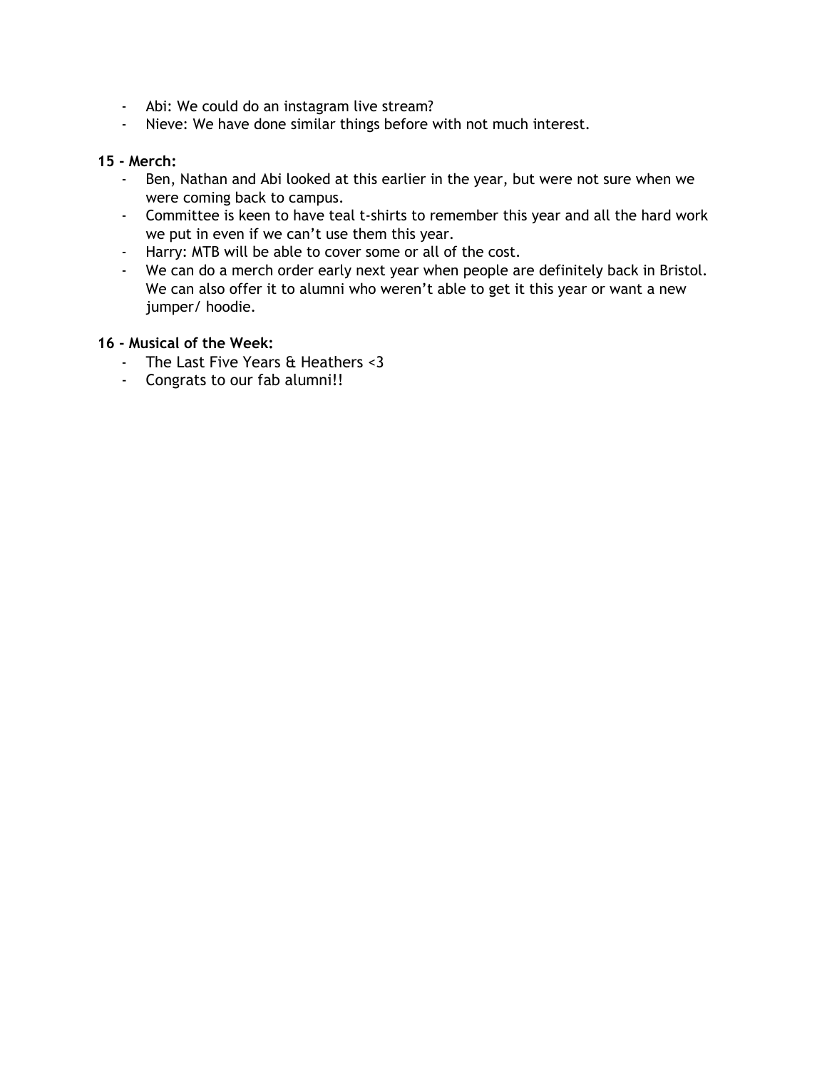- Abi: We could do an instagram live stream?
- Nieve: We have done similar things before with not much interest.

**15 - Merch:**

- Ben, Nathan and Abi looked at this earlier in the year, but were not sure when we were coming back to campus.
- Committee is keen to have teal t-shirts to remember this year and all the hard work we put in even if we can't use them this year.
- Harry: MTB will be able to cover some or all of the cost.
- We can do a merch order early next year when people are definitely back in Bristol. We can also offer it to alumni who weren't able to get it this year or want a new jumper/ hoodie.

**16 - Musical of the Week:**

- The Last Five Years & Heathers <3
- Congrats to our fab alumni!!